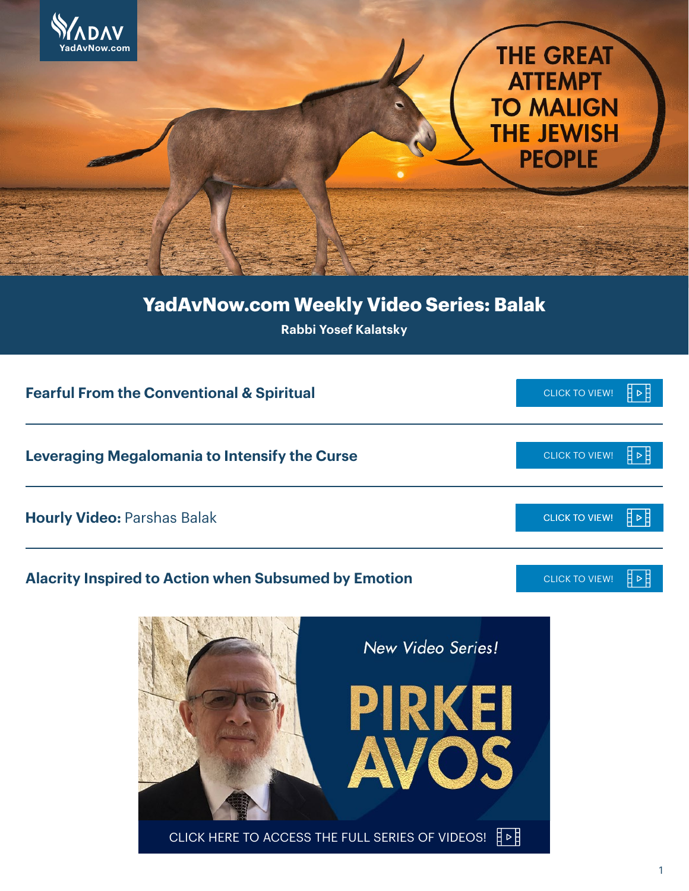YADAV
YadAvNow.com

THE GREAT ATTEMPT TO MALIGN THE JEWISH PEOPLE

# YadAvNow.com Weekly Video Series: Balak

**Rabbi Yosef Kalatsky**

**Fearful From the Conventional & Spiritual** — CLICK TO VIEW!

---

**Leveraging Megalomania to Intensify the Curse** — CLICK TO VIEW!

---

**Hourly Video:** Parshas Balak — CLICK TO VIEW!

---

**Alacrity Inspired to Action when Subsumed by Emotion** — CLICK TO VIEW!

*New Video Series!*

PIRKEI AVOS

CLICK HERE TO ACCESS THE FULL SERIES OF VIDEOS!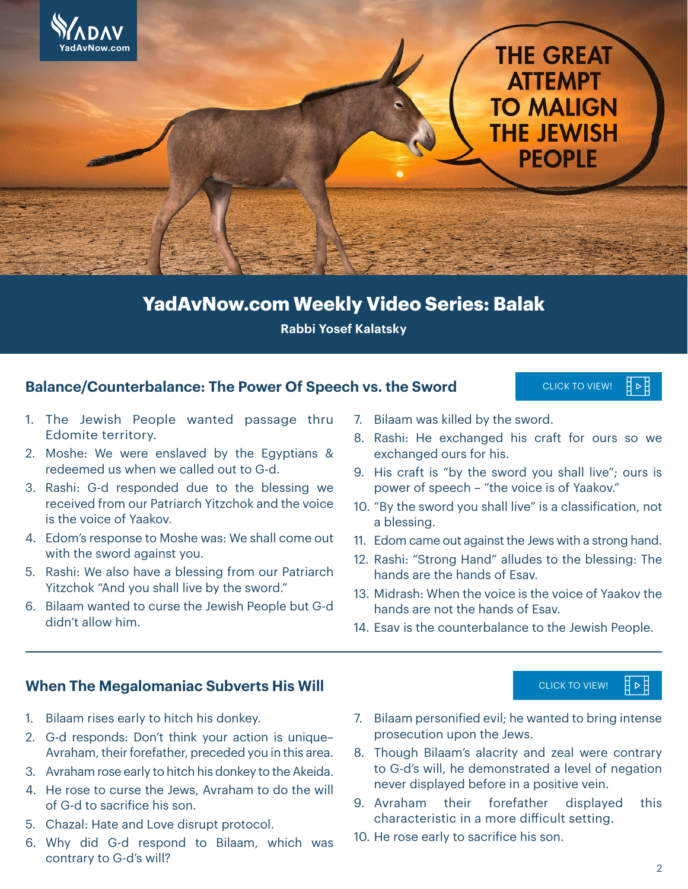THE GREAT ATTEMPT TO MALIGN THE JEWISH PEOPLE

# YadAvNow.com Weekly Video Series: Balak

**Rabbi Yosef Kalatsky**

## Balance/Counterbalance: The Power Of Speech vs. the Sword

CLICK TO VIEW!

1. The Jewish People wanted passage thru Edomite territory.
2. Moshe: We were enslaved by the Egyptians & redeemed us when we called out to G-d.
3. Rashi: G-d responded due to the blessing we received from our Patriarch Yitzchok and the voice is the voice of Yaakov.
4. Edom's response to Moshe was: We shall come out with the sword against you.
5. Rashi: We also have a blessing from our Patriarch Yitzchok "And you shall live by the sword."
6. Bilaam wanted to curse the Jewish People but G-d didn't allow him.
7. Bilaam was killed by the sword.
8. Rashi: He exchanged his craft for ours so we exchanged ours for his.
9. His craft is "by the sword you shall live"; ours is power of speech – "the voice is of Yaakov."
10. "By the sword you shall live" is a classification, not a blessing.
11. Edom came out against the Jews with a strong hand.
12. Rashi: "Strong Hand" alludes to the blessing: The hands are the hands of Esav.
13. Midrash: When the voice is the voice of Yaakov the hands are not the hands of Esav.
14. Esav is the counterbalance to the Jewish People.

## When The Megalomaniac Subverts His Will

CLICK TO VIEW!

1. Bilaam rises early to hitch his donkey.
2. G-d responds: Don't think your action is unique– Avraham, their forefather, preceded you in this area.
3. Avraham rose early to hitch his donkey to the Akeida.
4. He rose to curse the Jews, Avraham to do the will of G-d to sacrifice his son.
5. Chazal: Hate and Love disrupt protocol.
6. Why did G-d respond to Bilaam, which was contrary to G-d's will?
7. Bilaam personified evil; he wanted to bring intense prosecution upon the Jews.
8. Though Bilaam's alacrity and zeal were contrary to G-d's will, he demonstrated a level of negation never displayed before in a positive vein.
9. Avraham their forefather displayed this characteristic in a more difficult setting.
10. He rose early to sacrifice his son.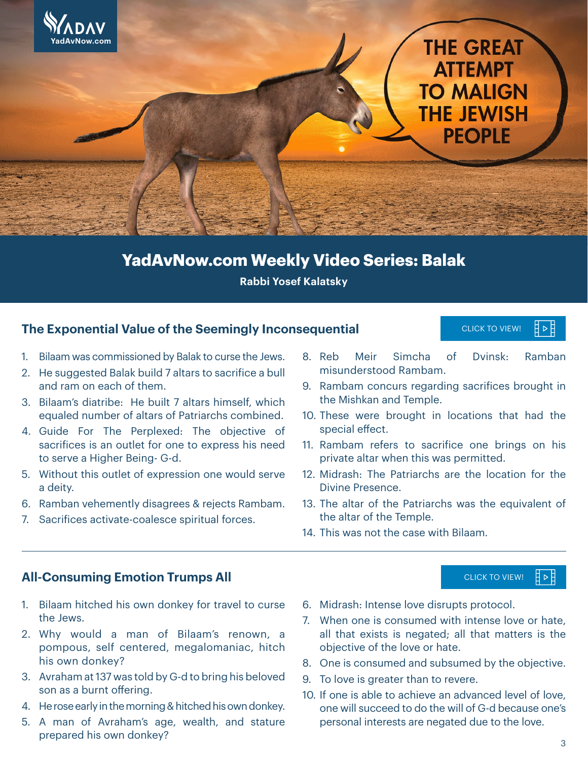THE GREAT ATTEMPT TO MALIGN THE JEWISH PEOPLE

# YadAvNow.com Weekly Video Series: Balak

**Rabbi Yosef Kalatsky**

## The Exponential Value of the Seemingly Inconsequential

CLICK TO VIEW!

1. Bilaam was commissioned by Balak to curse the Jews.
2. He suggested Balak build 7 altars to sacrifice a bull and ram on each of them.
3. Bilaam's diatribe: He built 7 altars himself, which equaled number of altars of Patriarchs combined.
4. Guide For The Perplexed: The objective of sacrifices is an outlet for one to express his need to serve a Higher Being- G-d.
5. Without this outlet of expression one would serve a deity.
6. Ramban vehemently disagrees & rejects Rambam.
7. Sacrifices activate-coalesce spiritual forces.
8. Reb Meir Simcha of Dvinsk: Ramban misunderstood Rambam.
9. Rambam concurs regarding sacrifices brought in the Mishkan and Temple.
10. These were brought in locations that had the special effect.
11. Rambam refers to sacrifice one brings on his private altar when this was permitted.
12. Midrash: The Patriarchs are the location for the Divine Presence.
13. The altar of the Patriarchs was the equivalent of the altar of the Temple.
14. This was not the case with Bilaam.

## All-Consuming Emotion Trumps All

CLICK TO VIEW!

1. Bilaam hitched his own donkey for travel to curse the Jews.
2. Why would a man of Bilaam's renown, a pompous, self centered, megalomaniac, hitch his own donkey?
3. Avraham at 137 was told by G-d to bring his beloved son as a burnt offering.
4. He rose early in the morning & hitched his own donkey.
5. A man of Avraham's age, wealth, and stature prepared his own donkey?
6. Midrash: Intense love disrupts protocol.
7. When one is consumed with intense love or hate, all that exists is negated; all that matters is the objective of the love or hate.
8. One is consumed and subsumed by the objective.
9. To love is greater than to revere.
10. If one is able to achieve an advanced level of love, one will succeed to do the will of G-d because one's personal interests are negated due to the love.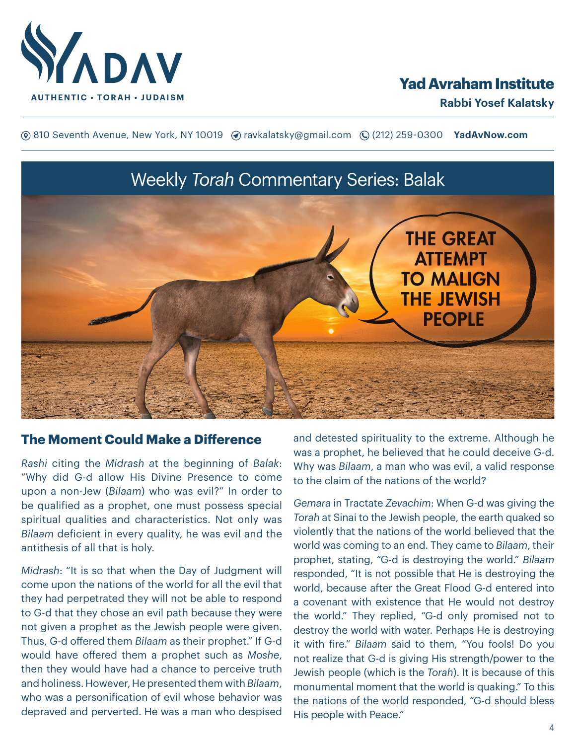# Yad Avraham Institute

**Rabbi Yosef Kalatsky**

810 Seventh Avenue, New York, NY 10019 ravkalatsky@gmail.com (212) 259-0300 **YadAvNow.com**

## Weekly *Torah* Commentary Series: Balak

THE GREAT ATTEMPT TO MALIGN THE JEWISH PEOPLE

### The Moment Could Make a Difference

*Rashi* citing the *Midrash* at the beginning of *Balak*: "Why did G-d allow His Divine Presence to come upon a non-Jew (*Bilaam*) who was evil?" In order to be qualified as a prophet, one must possess special spiritual qualities and characteristics. Not only was *Bilaam* deficient in every quality, he was evil and the antithesis of all that is holy.

*Midrash*: "It is so that when the Day of Judgment will come upon the nations of the world for all the evil that they had perpetrated they will not be able to respond to G-d that they chose an evil path because they were not given a prophet as the Jewish people were given. Thus, G-d offered them *Bilaam* as their prophet." If G-d would have offered them a prophet such as *Moshe*, then they would have had a chance to perceive truth and holiness. However, He presented them with *Bilaam*, who was a personification of evil whose behavior was depraved and perverted. He was a man who despised and detested spirituality to the extreme. Although he was a prophet, he believed that he could deceive G-d. Why was *Bilaam*, a man who was evil, a valid response to the claim of the nations of the world?

*Gemara* in Tractate *Zevachim*: When G-d was giving the *Torah* at Sinai to the Jewish people, the earth quaked so violently that the nations of the world believed that the world was coming to an end. They came to *Bilaam*, their prophet, stating, "G-d is destroying the world." *Bilaam* responded, "It is not possible that He is destroying the world, because after the Great Flood G-d entered into a covenant with existence that He would not destroy the world." They replied, "G-d only promised not to destroy the world with water. Perhaps He is destroying it with fire." *Bilaam* said to them, "You fools! Do you not realize that G-d is giving His strength/power to the Jewish people (which is the *Torah*). It is because of this monumental moment that the world is quaking." To this the nations of the world responded, "G-d should bless His people with Peace."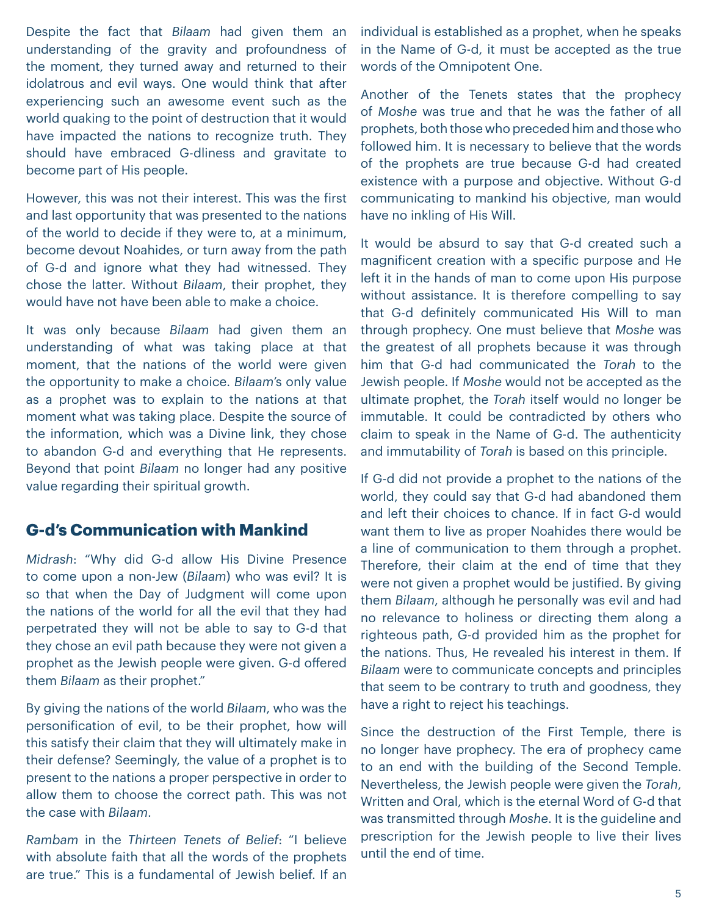Despite the fact that *Bilaam* had given them an understanding of the gravity and profoundness of the moment, they turned away and returned to their idolatrous and evil ways. One would think that after experiencing such an awesome event such as the world quaking to the point of destruction that it would have impacted the nations to recognize truth. They should have embraced G-dliness and gravitate to become part of His people.

However, this was not their interest. This was the first and last opportunity that was presented to the nations of the world to decide if they were to, at a minimum, become devout Noahides, or turn away from the path of G-d and ignore what they had witnessed. They chose the latter. Without *Bilaam*, their prophet, they would have not have been able to make a choice.

It was only because *Bilaam* had given them an understanding of what was taking place at that moment, that the nations of the world were given the opportunity to make a choice. *Bilaam*'s only value as a prophet was to explain to the nations at that moment what was taking place. Despite the source of the information, which was a Divine link, they chose to abandon G-d and everything that He represents. Beyond that point *Bilaam* no longer had any positive value regarding their spiritual growth.

## G-d's Communication with Mankind

*Midrash*: "Why did G-d allow His Divine Presence to come upon a non-Jew (*Bilaam*) who was evil? It is so that when the Day of Judgment will come upon the nations of the world for all the evil that they had perpetrated they will not be able to say to G-d that they chose an evil path because they were not given a prophet as the Jewish people were given. G-d offered them *Bilaam* as their prophet."

By giving the nations of the world *Bilaam*, who was the personification of evil, to be their prophet, how will this satisfy their claim that they will ultimately make in their defense? Seemingly, the value of a prophet is to present to the nations a proper perspective in order to allow them to choose the correct path. This was not the case with *Bilaam*.

*Rambam* in the *Thirteen Tenets of Belief*: "I believe with absolute faith that all the words of the prophets are true." This is a fundamental of Jewish belief. If an individual is established as a prophet, when he speaks in the Name of G-d, it must be accepted as the true words of the Omnipotent One.

Another of the Tenets states that the prophecy of *Moshe* was true and that he was the father of all prophets, both those who preceded him and those who followed him. It is necessary to believe that the words of the prophets are true because G-d had created existence with a purpose and objective. Without G-d communicating to mankind his objective, man would have no inkling of His Will.

It would be absurd to say that G-d created such a magnificent creation with a specific purpose and He left it in the hands of man to come upon His purpose without assistance. It is therefore compelling to say that G-d definitely communicated His Will to man through prophecy. One must believe that *Moshe* was the greatest of all prophets because it was through him that G-d had communicated the *Torah* to the Jewish people. If *Moshe* would not be accepted as the ultimate prophet, the *Torah* itself would no longer be immutable. It could be contradicted by others who claim to speak in the Name of G-d. The authenticity and immutability of *Torah* is based on this principle.

If G-d did not provide a prophet to the nations of the world, they could say that G-d had abandoned them and left their choices to chance. If in fact G-d would want them to live as proper Noahides there would be a line of communication to them through a prophet. Therefore, their claim at the end of time that they were not given a prophet would be justified. By giving them *Bilaam*, although he personally was evil and had no relevance to holiness or directing them along a righteous path, G-d provided him as the prophet for the nations. Thus, He revealed his interest in them. If *Bilaam* were to communicate concepts and principles that seem to be contrary to truth and goodness, they have a right to reject his teachings.

Since the destruction of the First Temple, there is no longer have prophecy. The era of prophecy came to an end with the building of the Second Temple. Nevertheless, the Jewish people were given the *Torah*, Written and Oral, which is the eternal Word of G-d that was transmitted through *Moshe*. It is the guideline and prescription for the Jewish people to live their lives until the end of time.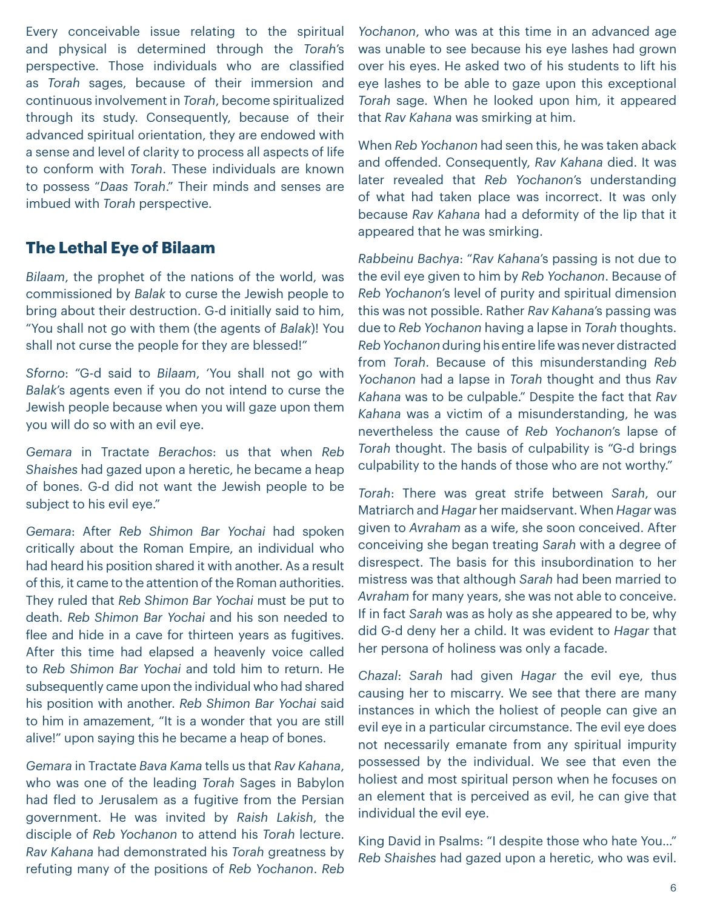Every conceivable issue relating to the spiritual and physical is determined through the *Torah*'s perspective. Those individuals who are classified as *Torah* sages, because of their immersion and continuous involvement in *Torah*, become spiritualized through its study. Consequently, because of their advanced spiritual orientation, they are endowed with a sense and level of clarity to process all aspects of life to conform with *Torah*. These individuals are known to possess "*Daas Torah*." Their minds and senses are imbued with *Torah* perspective.

## The Lethal Eye of Bilaam

*Bilaam*, the prophet of the nations of the world, was commissioned by *Balak* to curse the Jewish people to bring about their destruction. G-d initially said to him, "You shall not go with them (the agents of *Balak*)! You shall not curse the people for they are blessed!"

*Sforno*: "G-d said to *Bilaam*, 'You shall not go with *Balak*'s agents even if you do not intend to curse the Jewish people because when you will gaze upon them you will do so with an evil eye.

*Gemara* in Tractate *Berachos*: us that when *Reb Shaishes* had gazed upon a heretic, he became a heap of bones. G-d did not want the Jewish people to be subject to his evil eye."

*Gemara*: After *Reb Shimon Bar Yochai* had spoken critically about the Roman Empire, an individual who had heard his position shared it with another. As a result of this, it came to the attention of the Roman authorities. They ruled that *Reb Shimon Bar Yochai* must be put to death. *Reb Shimon Bar Yochai* and his son needed to flee and hide in a cave for thirteen years as fugitives. After this time had elapsed a heavenly voice called to *Reb Shimon Bar Yochai* and told him to return. He subsequently came upon the individual who had shared his position with another. *Reb Shimon Bar Yochai* said to him in amazement, "It is a wonder that you are still alive!" upon saying this he became a heap of bones.

*Gemara* in Tractate *Bava Kama* tells us that *Rav Kahana*, who was one of the leading *Torah* Sages in Babylon had fled to Jerusalem as a fugitive from the Persian government. He was invited by *Raish Lakish*, the disciple of *Reb Yochonon* to attend his *Torah* lecture. *Rav Kahana* had demonstrated his *Torah* greatness by refuting many of the positions of *Reb Yochonon*. *Reb Yochonon*, who was at this time in an advanced age was unable to see because his eye lashes had grown over his eyes. He asked two of his students to lift his eye lashes to be able to gaze upon this exceptional *Torah* sage. When he looked upon him, it appeared that *Rav Kahana* was smirking at him.

When *Reb Yochonon* had seen this, he was taken aback and offended. Consequently, *Rav Kahana* died. It was later revealed that *Reb Yochonon*'s understanding of what had taken place was incorrect. It was only because *Rav Kahana* had a deformity of the lip that it appeared that he was smirking.

*Rabbeinu Bachya*: "*Rav Kahana*'s passing is not due to the evil eye given to him by *Reb Yochonon*. Because of *Reb Yochonon*'s level of purity and spiritual dimension this was not possible. Rather *Rav Kahana*'s passing was due to *Reb Yochonon* having a lapse in *Torah* thoughts. *Reb Yochonon* during his entire life was never distracted from *Torah*. Because of this misunderstanding *Reb Yochonon* had a lapse in *Torah* thought and thus *Rav Kahana* was to be culpable." Despite the fact that *Rav Kahana* was a victim of a misunderstanding, he was nevertheless the cause of *Reb Yochonon*'s lapse of *Torah* thought. The basis of culpability is "G-d brings culpability to the hands of those who are not worthy."

*Torah*: There was great strife between *Sarah*, our Matriarch and *Hagar* her maidservant. When *Hagar* was given to *Avraham* as a wife, she soon conceived. After conceiving she began treating *Sarah* with a degree of disrespect. The basis for this insubordination to her mistress was that although *Sarah* had been married to *Avraham* for many years, she was not able to conceive. If in fact *Sarah* was as holy as she appeared to be, why did G-d deny her a child. It was evident to *Hagar* that her persona of holiness was only a facade.

*Chazal*: *Sarah* had given *Hagar* the evil eye, thus causing her to miscarry. We see that there are many instances in which the holiest of people can give an evil eye in a particular circumstance. The evil eye does not necessarily emanate from any spiritual impurity possessed by the individual. We see that even the holiest and most spiritual person when he focuses on an element that is perceived as evil, he can give that individual the evil eye.

King David in Psalms: "I despite those who hate You..." *Reb Shaishes* had gazed upon a heretic, who was evil.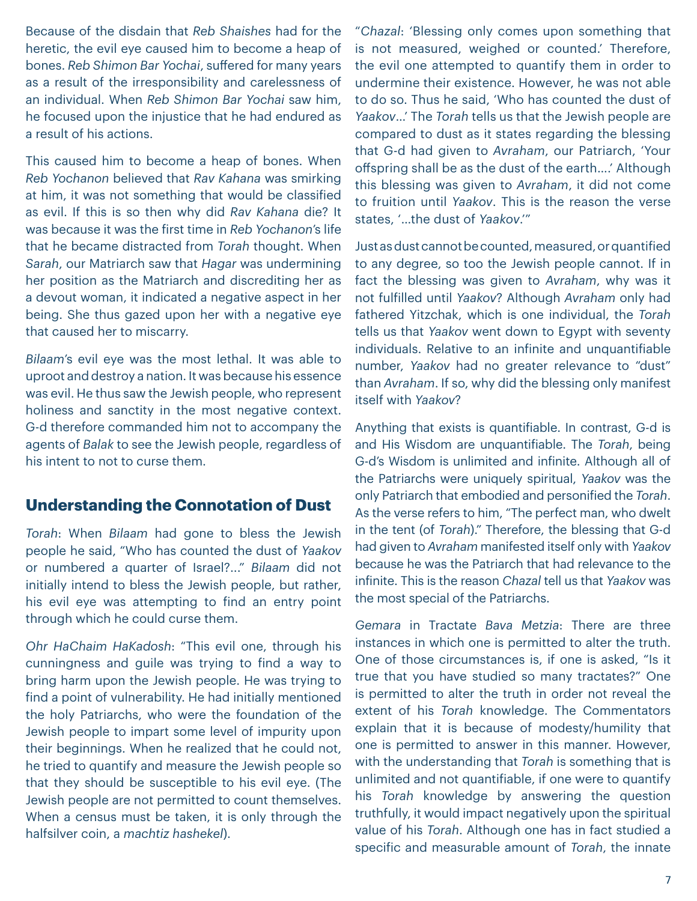Because of the disdain that *Reb Shaishes* had for the heretic, the evil eye caused him to become a heap of bones. *Reb Shimon Bar Yochai*, suffered for many years as a result of the irresponsibility and carelessness of an individual. When *Reb Shimon Bar Yochai* saw him, he focused upon the injustice that he had endured as a result of his actions.

This caused him to become a heap of bones. When *Reb Yochanon* believed that *Rav Kahana* was smirking at him, it was not something that would be classified as evil. If this is so then why did *Rav Kahana* die? It was because it was the first time in *Reb Yochanon's* life that he became distracted from *Torah* thought. When *Sarah*, our Matriarch saw that *Hagar* was undermining her position as the Matriarch and discrediting her as a devout woman, it indicated a negative aspect in her being. She thus gazed upon her with a negative eye that caused her to miscarry.

*Bilaam's* evil eye was the most lethal. It was able to uproot and destroy a nation. It was because his essence was evil. He thus saw the Jewish people, who represent holiness and sanctity in the most negative context. G-d therefore commanded him not to accompany the agents of *Balak* to see the Jewish people, regardless of his intent to not to curse them.

## Understanding the Connotation of Dust

*Torah*: When *Bilaam* had gone to bless the Jewish people he said, "Who has counted the dust of *Yaakov* or numbered a quarter of Israel?..." *Bilaam* did not initially intend to bless the Jewish people, but rather, his evil eye was attempting to find an entry point through which he could curse them.

*Ohr HaChaim HaKadosh*: "This evil one, through his cunningness and guile was trying to find a way to bring harm upon the Jewish people. He was trying to find a point of vulnerability. He had initially mentioned the holy Patriarchs, who were the foundation of the Jewish people to impart some level of impurity upon their beginnings. When he realized that he could not, he tried to quantify and measure the Jewish people so that they should be susceptible to his evil eye. (The Jewish people are not permitted to count themselves. When a census must be taken, it is only through the halfsilver coin, a *machtiz hashekel*).

"*Chazal*: 'Blessing only comes upon something that is not measured, weighed or counted.' Therefore, the evil one attempted to quantify them in order to undermine their existence. However, he was not able to do so. Thus he said, 'Who has counted the dust of *Yaakov*...' The *Torah* tells us that the Jewish people are compared to dust as it states regarding the blessing that G-d had given to *Avraham*, our Patriarch, 'Your offspring shall be as the dust of the earth....' Although this blessing was given to *Avraham*, it did not come to fruition until *Yaakov*. This is the reason the verse states, '...the dust of *Yaakov*.'"

Just as dust cannot be counted, measured, or quantified to any degree, so too the Jewish people cannot. If in fact the blessing was given to *Avraham*, why was it not fulfilled until *Yaakov*? Although *Avraham* only had fathered Yitzchak, which is one individual, the *Torah* tells us that *Yaakov* went down to Egypt with seventy individuals. Relative to an infinite and unquantifiable number, *Yaakov* had no greater relevance to "dust" than *Avraham*. If so, why did the blessing only manifest itself with *Yaakov*?

Anything that exists is quantifiable. In contrast, G-d is and His Wisdom are unquantifiable. The *Torah*, being G-d's Wisdom is unlimited and infinite. Although all of the Patriarchs were uniquely spiritual, *Yaakov* was the only Patriarch that embodied and personified the *Torah*. As the verse refers to him, "The perfect man, who dwelt in the tent (of *Torah*)." Therefore, the blessing that G-d had given to *Avraham* manifested itself only with *Yaakov* because he was the Patriarch that had relevance to the infinite. This is the reason *Chazal* tell us that *Yaakov* was the most special of the Patriarchs.

*Gemara* in Tractate *Bava Metzia*: There are three instances in which one is permitted to alter the truth. One of those circumstances is, if one is asked, "Is it true that you have studied so many tractates?" One is permitted to alter the truth in order not reveal the extent of his *Torah* knowledge. The Commentators explain that it is because of modesty/humility that one is permitted to answer in this manner. However, with the understanding that *Torah* is something that is unlimited and not quantifiable, if one were to quantify his *Torah* knowledge by answering the question truthfully, it would impact negatively upon the spiritual value of his *Torah*. Although one has in fact studied a specific and measurable amount of *Torah*, the innate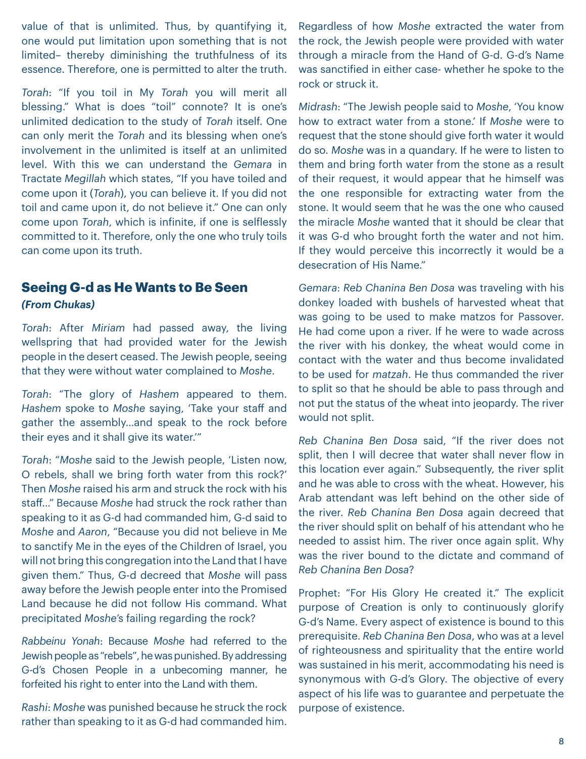value of that is unlimited. Thus, by quantifying it, one would put limitation upon something that is not limited– thereby diminishing the truthfulness of its essence. Therefore, one is permitted to alter the truth.

*Torah*: "If you toil in My *Torah* you will merit all blessing." What is does "toil" connote? It is one's unlimited dedication to the study of *Torah* itself. One can only merit the *Torah* and its blessing when one's involvement in the unlimited is itself at an unlimited level. With this we can understand the *Gemara* in Tractate *Megillah* which states, "If you have toiled and come upon it (*Torah*), you can believe it. If you did not toil and came upon it, do not believe it." One can only come upon *Torah*, which is infinite, if one is selflessly committed to it. Therefore, only the one who truly toils can come upon its truth.

## Seeing G-d as He Wants to Be Seen

***(From Chukas)***

*Torah*: After *Miriam* had passed away, the living wellspring that had provided water for the Jewish people in the desert ceased. The Jewish people, seeing that they were without water complained to *Moshe*.

*Torah*: "The glory of *Hashem* appeared to them. *Hashem* spoke to *Moshe* saying, 'Take your staff and gather the assembly…and speak to the rock before their eyes and it shall give its water.'"

*Torah*: "*Moshe* said to the Jewish people, 'Listen now, O rebels, shall we bring forth water from this rock?' Then *Moshe* raised his arm and struck the rock with his staff…" Because *Moshe* had struck the rock rather than speaking to it as G-d had commanded him, G-d said to *Moshe* and *Aaron*, "Because you did not believe in Me to sanctify Me in the eyes of the Children of Israel, you will not bring this congregation into the Land that I have given them." Thus, G-d decreed that *Moshe* will pass away before the Jewish people enter into the Promised Land because he did not follow His command. What precipitated *Moshe*'s failing regarding the rock?

*Rabbeinu Yonah*: Because *Moshe* had referred to the Jewish people as "rebels", he was punished. By addressing G-d's Chosen People in a unbecoming manner, he forfeited his right to enter into the Land with them.

*Rashi*: *Moshe* was punished because he struck the rock rather than speaking to it as G-d had commanded him. Regardless of how *Moshe* extracted the water from the rock, the Jewish people were provided with water through a miracle from the Hand of G-d. G-d's Name was sanctified in either case- whether he spoke to the rock or struck it.

*Midrash*: "The Jewish people said to *Moshe*, 'You know how to extract water from a stone.' If *Moshe* were to request that the stone should give forth water it would do so. *Moshe* was in a quandary. If he were to listen to them and bring forth water from the stone as a result of their request, it would appear that he himself was the one responsible for extracting water from the stone. It would seem that he was the one who caused the miracle *Moshe* wanted that it should be clear that it was G-d who brought forth the water and not him. If they would perceive this incorrectly it would be a desecration of His Name."

*Gemara*: *Reb Chanina Ben Dosa* was traveling with his donkey loaded with bushels of harvested wheat that was going to be used to make matzos for Passover. He had come upon a river. If he were to wade across the river with his donkey, the wheat would come in contact with the water and thus become invalidated to be used for *matzah*. He thus commanded the river to split so that he should be able to pass through and not put the status of the wheat into jeopardy. The river would not split.

*Reb Chanina Ben Dosa* said, "If the river does not split, then I will decree that water shall never flow in this location ever again." Subsequently, the river split and he was able to cross with the wheat. However, his Arab attendant was left behind on the other side of the river. *Reb Chanina Ben Dosa* again decreed that the river should split on behalf of his attendant who he needed to assist him. The river once again split. Why was the river bound to the dictate and command of *Reb Chanina Ben Dosa*?

Prophet: "For His Glory He created it." The explicit purpose of Creation is only to continuously glorify G-d's Name. Every aspect of existence is bound to this prerequisite. *Reb Chanina Ben Dosa*, who was at a level of righteousness and spirituality that the entire world was sustained in his merit, accommodating his need is synonymous with G-d's Glory. The objective of every aspect of his life was to guarantee and perpetuate the purpose of existence.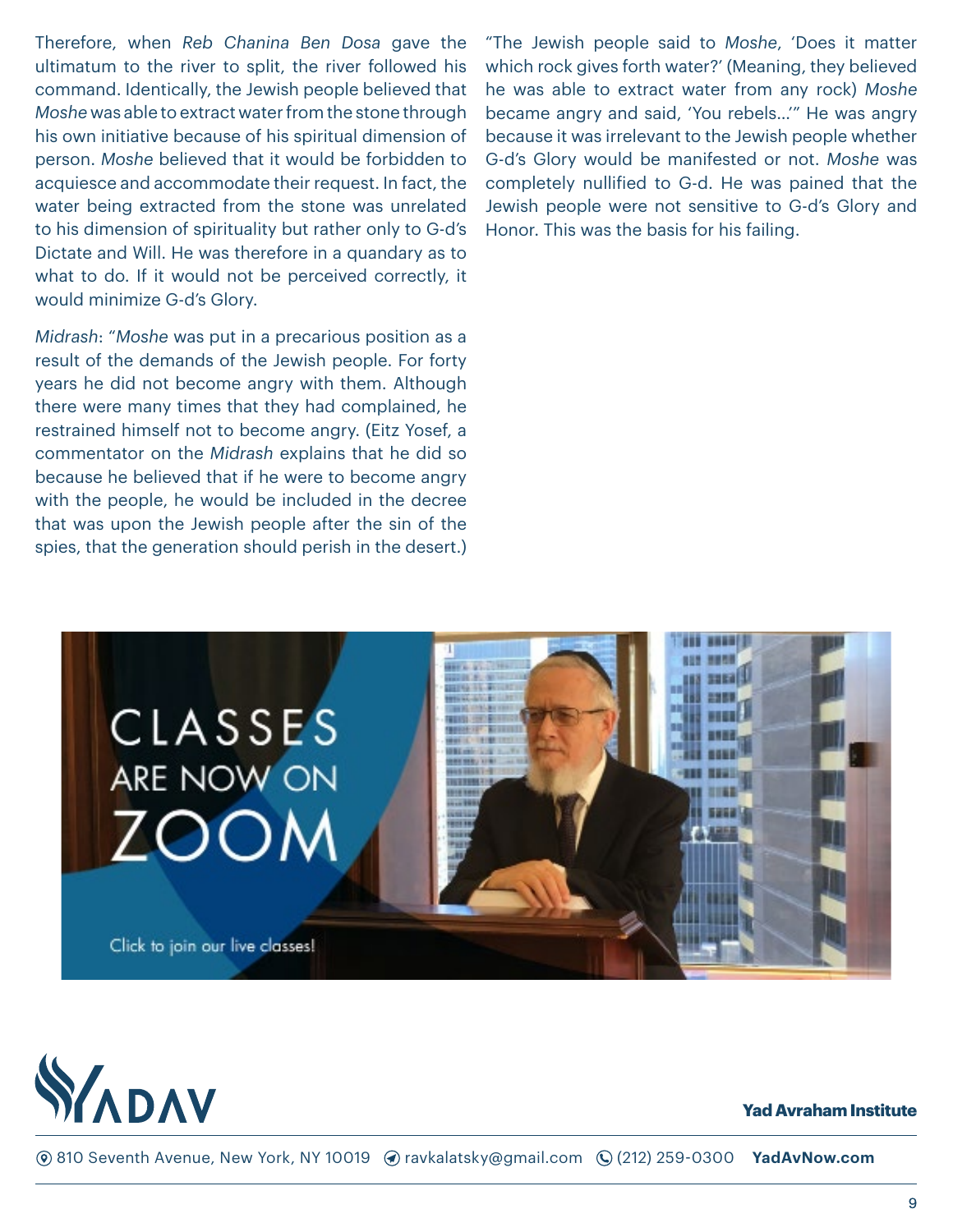Therefore, when *Reb Chanina Ben Dosa* gave the ultimatum to the river to split, the river followed his command. Identically, the Jewish people believed that *Moshe* was able to extract water from the stone through his own initiative because of his spiritual dimension of person. *Moshe* believed that it would be forbidden to acquiesce and accommodate their request. In fact, the water being extracted from the stone was unrelated to his dimension of spirituality but rather only to G-d's Dictate and Will. He was therefore in a quandary as to what to do. If it would not be perceived correctly, it would minimize G-d's Glory.

*Midrash*: "*Moshe* was put in a precarious position as a result of the demands of the Jewish people. For forty years he did not become angry with them. Although there were many times that they had complained, he restrained himself not to become angry. (Eitz Yosef, a commentator on the *Midrash* explains that he did so because he believed that if he were to become angry with the people, he would be included in the decree that was upon the Jewish people after the sin of the spies, that the generation should perish in the desert.) "The Jewish people said to *Moshe*, 'Does it matter which rock gives forth water?' (Meaning, they believed he was able to extract water from any rock) *Moshe* became angry and said, 'You rebels…'" He was angry because it was irrelevant to the Jewish people whether G-d's Glory would be manifested or not. *Moshe* was completely nullified to G-d. He was pained that the Jewish people were not sensitive to G-d's Glory and Honor. This was the basis for his failing.

CLASSES ARE NOW ON ZOOM

Click to join our live classes!

YADAV

**Yad Avraham Institute**

810 Seventh Avenue, New York, NY 10019 ravkalatsky@gmail.com (212) 259-0300 **YadAvNow.com**